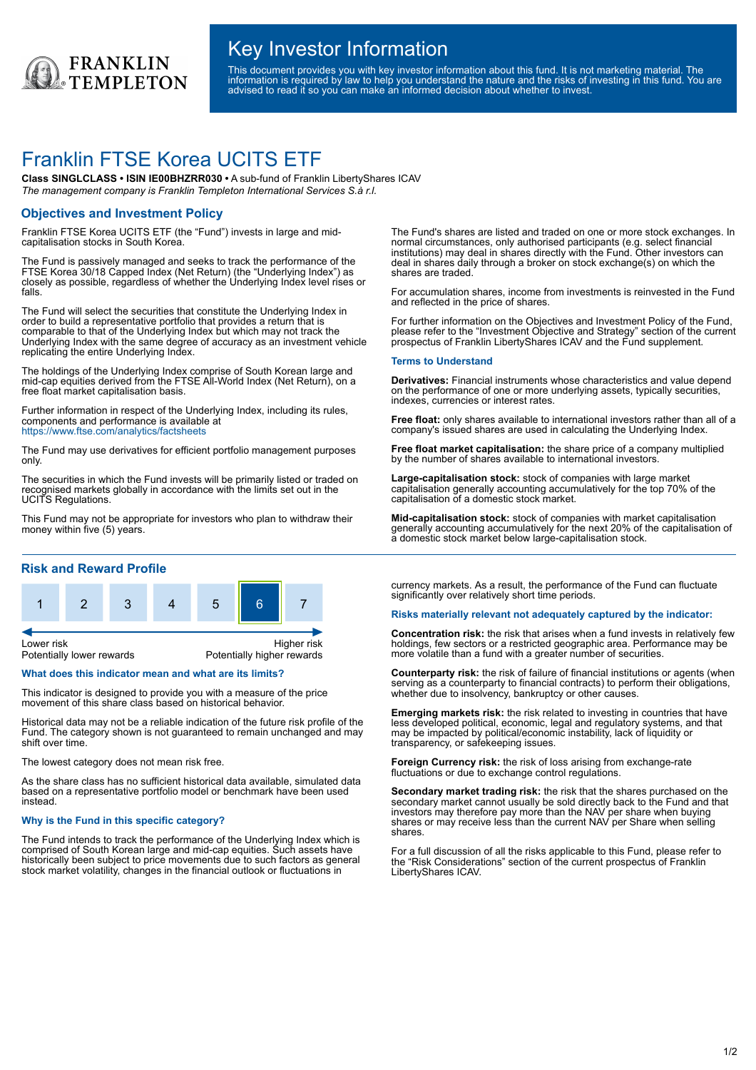# Key Investor Information

This document provides you with key investor information about this fund. It is not marketing material. The information is required by law to help you understand the nature and the risks of investing in this fund. You are advised to read it so you can make an informed decision about whether to invest.

# Franklin FTSE Korea UCITS ETF

**Class SINGLCLASS • ISIN IE00BHZRR030 •** A sub-fund of Franklin LibertyShares ICAV

*The management company is Franklin Templeton International Services S.à r.l.*

## Objectives and Investment Policy

Franklin FTSE Korea UCITS ETF (the "Fund") invests in large and mid-capitalisation stocks in South Korea.

The Fund is passively managed and seeks to track the performance of the FTSE Korea 30/18 Capped Index (Net Return) (the "Underlying Index") as closely as possible, regardless of whether the Underlying Index level rises or falls.

The Fund will select the securities that constitute the Underlying Index in order to build a representative portfolio that provides a return that is comparable to that of the Underlying Index but which may not track the Underlying Index with the same degree of accuracy as an investment vehicle replicating the entire Underlying Index.

The holdings of the Underlying Index comprise of South Korean large and mid-cap equities derived from the FTSE All-World Index (Net Return), on a free float market capitalisation basis.

Further information in respect of the Underlying Index, including its rules, components and performance is available at https://www.ftse.com/analytics/factsheets

The Fund may use derivatives for efficient portfolio management purposes only.

The securities in which the Fund invests will be primarily listed or traded on recognised markets globally in accordance with the limits set out in the UCITS Regulations.

This Fund may not be appropriate for investors who plan to withdraw their money within five (5) years.

The Fund's shares are listed and traded on one or more stock exchanges. In normal circumstances, only authorised participants (e.g. select financial institutions) may deal in shares directly with the Fund. Other investors can deal in shares daily through a broker on stock exchange(s) on which the shares are traded.

For accumulation shares, income from investments is reinvested in the Fund and reflected in the price of shares.

For further information on the Objectives and Investment Policy of the Fund, please refer to the "Investment Objective and Strategy" section of the current prospectus of Franklin LibertyShares ICAV and the Fund supplement.

### Terms to Understand

**Derivatives:** Financial instruments whose characteristics and value depend on the performance of one or more underlying assets, typically securities, indexes, currencies or interest rates.

**Free float:** only shares available to international investors rather than all of a company's issued shares are used in calculating the Underlying Index.

**Free float market capitalisation:** the share price of a company multiplied by the number of shares available to international investors.

**Large-capitalisation stock:** stock of companies with large market capitalisation generally accounting accumulatively for the top 70% of the capitalisation of a domestic stock market.

**Mid-capitalisation stock:** stock of companies with market capitalisation generally accounting accumulatively for the next 20% of the capitalisation of a domestic stock market below large-capitalisation stock.

## Risk and Reward Profile

| 1 | 2 | 3 | 4 | 5 | **6** | 7 |
|---|---|---|---|---|---|---|

Lower risk — Potentially lower rewards | Higher risk — Potentially higher rewards

### What does this indicator mean and what are its limits?

This indicator is designed to provide you with a measure of the price movement of this share class based on historical behavior.

Historical data may not be a reliable indication of the future risk profile of the Fund. The category shown is not guaranteed to remain unchanged and may shift over time.

The lowest category does not mean risk free.

As the share class has no sufficient historical data available, simulated data based on a representative portfolio model or benchmark have been used instead.

### Why is the Fund in this specific category?

The Fund intends to track the performance of the Underlying Index which is comprised of South Korean large and mid-cap equities. Such assets have historically been subject to price movements due to such factors as general stock market volatility, changes in the financial outlook or fluctuations in currency markets. As a result, the performance of the Fund can fluctuate significantly over relatively short time periods.

### Risks materially relevant not adequately captured by the indicator:

**Concentration risk:** the risk that arises when a fund invests in relatively few holdings, few sectors or a restricted geographic area. Performance may be more volatile than a fund with a greater number of securities.

**Counterparty risk:** the risk of failure of financial institutions or agents (when serving as a counterparty to financial contracts) to perform their obligations, whether due to insolvency, bankruptcy or other causes.

**Emerging markets risk:** the risk related to investing in countries that have less developed political, economic, legal and regulatory systems, and that may be impacted by political/economic instability, lack of liquidity or transparency, or safekeeping issues.

**Foreign Currency risk:** the risk of loss arising from exchange-rate fluctuations or due to exchange control regulations.

**Secondary market trading risk:** the risk that the shares purchased on the secondary market cannot usually be sold directly back to the Fund and that investors may therefore pay more than the NAV per share when buying shares or may receive less than the current NAV per Share when selling shares.

For a full discussion of all the risks applicable to this Fund, please refer to the "Risk Considerations" section of the current prospectus of Franklin LibertyShares ICAV.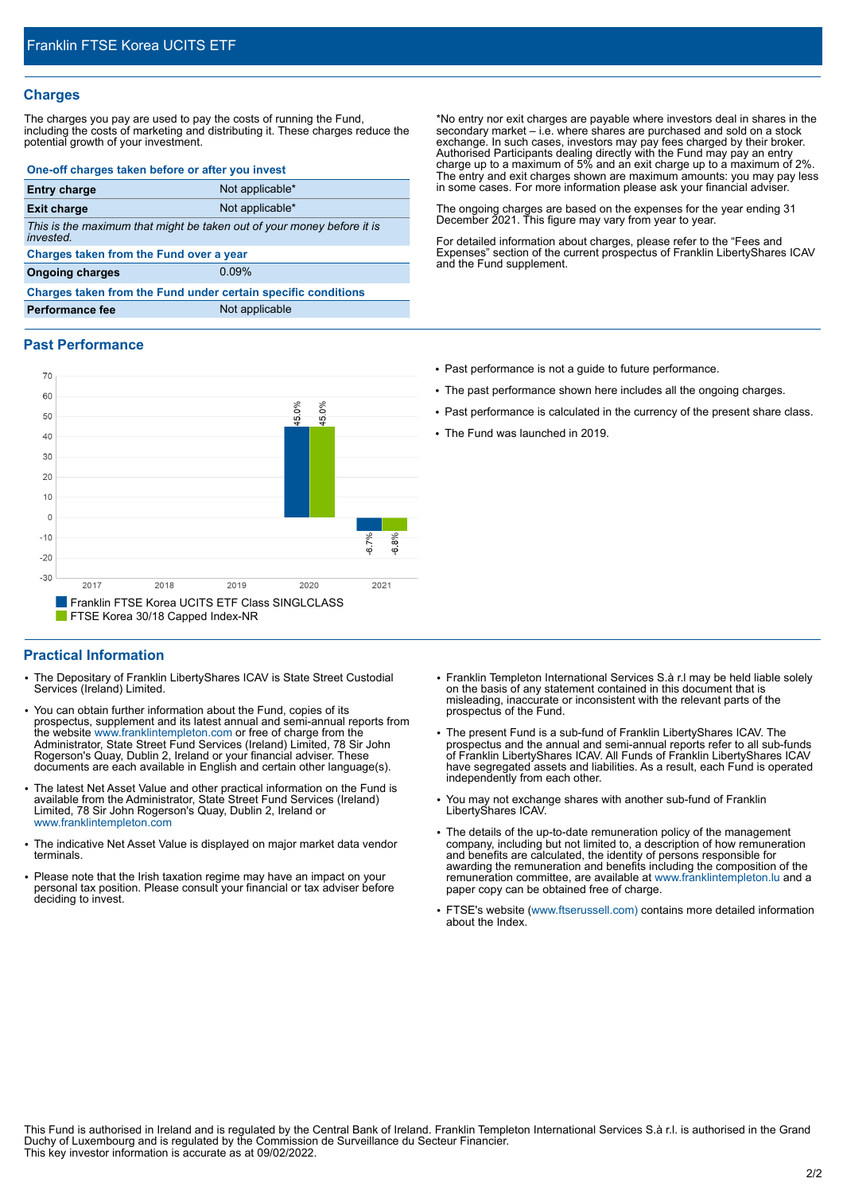## Charges

The charges you pay are used to pay the costs of running the Fund, including the costs of marketing and distributing it. These charges reduce the potential growth of your investment.

| One-off charges taken before or after you invest | |
|---|---|
| **Entry charge** | Not applicable* |
| **Exit charge** | Not applicable* |
| *This is the maximum that might be taken out of your money before it is invested.* | |
| **Charges taken from the Fund over a year** | |
| **Ongoing charges** | 0.09% |
| **Charges taken from the Fund under certain specific conditions** | |
| **Performance fee** | Not applicable |

*No entry nor exit charges are payable where investors deal in shares in the secondary market – i.e. where shares are purchased and sold on a stock exchange. In such cases, investors may pay fees charged by their broker. Authorised Participants dealing directly with the Fund may pay an entry charge up to a maximum of 5% and an exit charge up to a maximum of 2%. The entry and exit charges shown are maximum amounts: you may pay less in some cases. For more information please ask your financial adviser.

The ongoing charges are based on the expenses for the year ending 31 December 2021. This figure may vary from year to year.

For detailed information about charges, please refer to the "Fees and Expenses" section of the current prospectus of Franklin LibertyShares ICAV and the Fund supplement.

## Past Performance

70
60
50
40
30
20
10
0
-10
-20
-30

45.0% 45.0%
-6.7% -6.8%

2017 2018 2019 2020 2021

Franklin FTSE Korea UCITS ETF Class SINGLCLASS
FTSE Korea 30/18 Capped Index-NR

- Past performance is not a guide to future performance.
- The past performance shown here includes all the ongoing charges.
- Past performance is calculated in the currency of the present share class.
- The Fund was launched in 2019.

## Practical Information

- The Depositary of Franklin LibertyShares ICAV is State Street Custodial Services (Ireland) Limited.
- You can obtain further information about the Fund, copies of its prospectus, supplement and its latest annual and semi-annual reports from the website www.franklintempleton.com or free of charge from the Administrator, State Street Fund Services (Ireland) Limited, 78 Sir John Rogerson's Quay, Dublin 2, Ireland or your financial adviser. These documents are each available in English and certain other language(s).
- The latest Net Asset Value and other practical information on the Fund is available from the Administrator, State Street Fund Services (Ireland) Limited, 78 Sir John Rogerson's Quay, Dublin 2, Ireland or www.franklintempleton.com
- The indicative Net Asset Value is displayed on major market data vendor terminals.
- Please note that the Irish taxation regime may have an impact on your personal tax position. Please consult your financial or tax adviser before deciding to invest.
- Franklin Templeton International Services S.à r.l may be held liable solely on the basis of any statement contained in this document that is misleading, inaccurate or inconsistent with the relevant parts of the prospectus of the Fund.
- The present Fund is a sub-fund of Franklin LibertyShares ICAV. The prospectus and the annual and semi-annual reports refer to all sub-funds of Franklin LibertyShares ICAV. All Funds of Franklin LibertyShares ICAV have segregated assets and liabilities. As a result, each Fund is operated independently from each other.
- You may not exchange shares with another sub-fund of Franklin LibertyShares ICAV.
- The details of the up-to-date remuneration policy of the management company, including but not limited to, a description of how remuneration and benefits are calculated, the identity of persons responsible for awarding the remuneration and benefits including the composition of the remuneration committee, are available at www.franklintempleton.lu and a paper copy can be obtained free of charge.
- FTSE's website (www.ftserussell.com) contains more detailed information about the Index.

This Fund is authorised in Ireland and is regulated by the Central Bank of Ireland. Franklin Templeton International Services S.à r.l. is authorised in the Grand Duchy of Luxembourg and is regulated by the Commission de Surveillance du Secteur Financier.
This key investor information is accurate as at 09/02/2022.